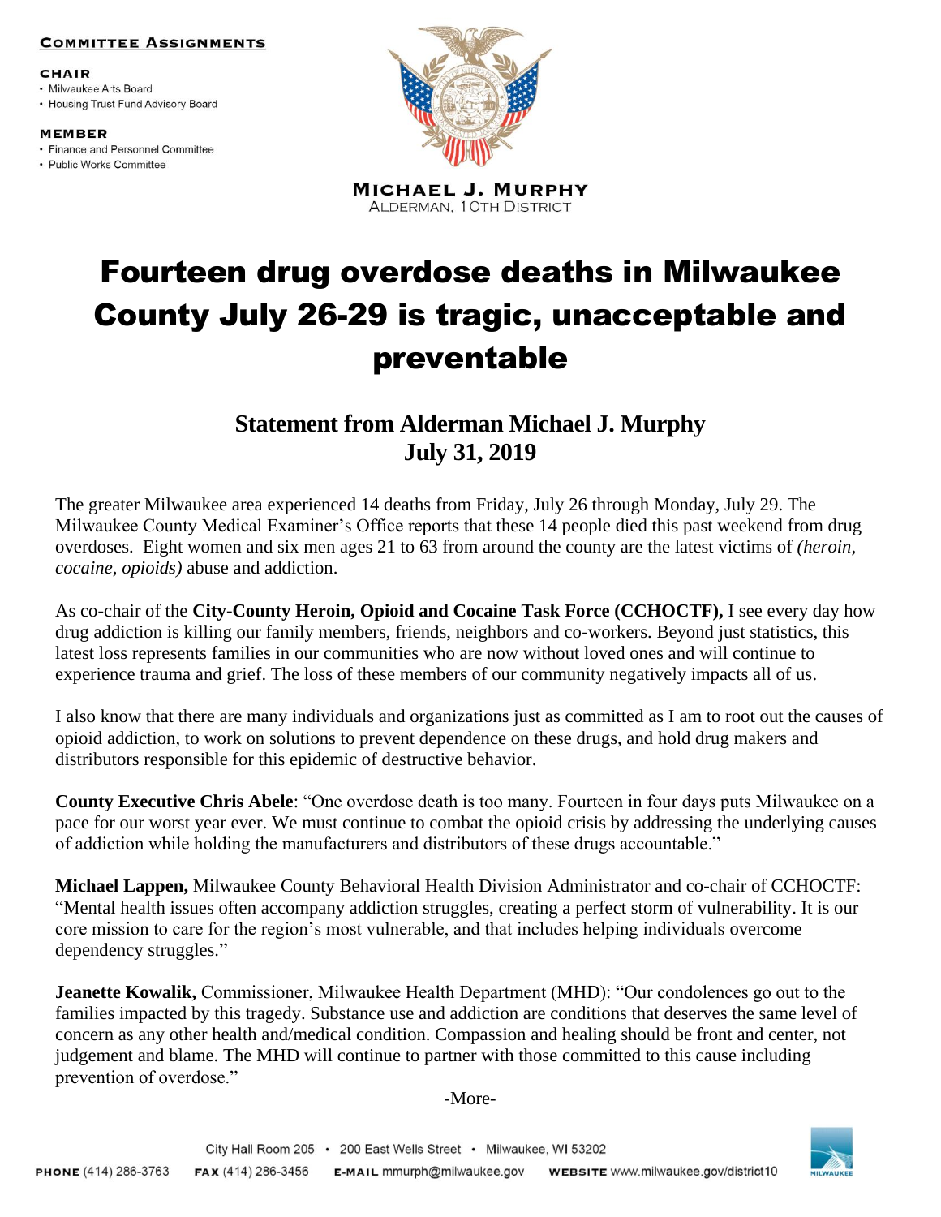**COMMITTEE ASSIGNMENTS**

**CHAIR**

- Milwaukee Arts Board
- Housing Trust Fund Advisory Board

**MEMBER**

- Finance and Personnel Committee
- Public Works Committee

**MICHAEL J. MURPHY**
ALDERMAN, 10TH DISTRICT

# Fourteen drug overdose deaths in Milwaukee County July 26-29 is tragic, unacceptable and preventable

## Statement from Alderman Michael J. Murphy
## July 31, 2019

The greater Milwaukee area experienced 14 deaths from Friday, July 26 through Monday, July 29. The Milwaukee County Medical Examiner's Office reports that these 14 people died this past weekend from drug overdoses. Eight women and six men ages 21 to 63 from around the county are the latest victims of *(heroin, cocaine, opioids)* abuse and addiction.

As co-chair of the **City-County Heroin, Opioid and Cocaine Task Force (CCHOCTF),** I see every day how drug addiction is killing our family members, friends, neighbors and co-workers. Beyond just statistics, this latest loss represents families in our communities who are now without loved ones and will continue to experience trauma and grief. The loss of these members of our community negatively impacts all of us.

I also know that there are many individuals and organizations just as committed as I am to root out the causes of opioid addiction, to work on solutions to prevent dependence on these drugs, and hold drug makers and distributors responsible for this epidemic of destructive behavior.

**County Executive Chris Abele**: "One overdose death is too many. Fourteen in four days puts Milwaukee on a pace for our worst year ever. We must continue to combat the opioid crisis by addressing the underlying causes of addiction while holding the manufacturers and distributors of these drugs accountable."

**Michael Lappen,** Milwaukee County Behavioral Health Division Administrator and co-chair of CCHOCTF: "Mental health issues often accompany addiction struggles, creating a perfect storm of vulnerability. It is our core mission to care for the region's most vulnerable, and that includes helping individuals overcome dependency struggles."

**Jeanette Kowalik,** Commissioner, Milwaukee Health Department (MHD): "Our condolences go out to the families impacted by this tragedy. Substance use and addiction are conditions that deserves the same level of concern as any other health and/medical condition. Compassion and healing should be front and center, not judgement and blame. The MHD will continue to partner with those committed to this cause including prevention of overdose."

-More-

City Hall Room 205 • 200 East Wells Street • Milwaukee, WI 53202
**PHONE** (414) 286-3763 **FAX** (414) 286-3456 **E-MAIL** mmurph@milwaukee.gov **WEBSITE** www.milwaukee.gov/district10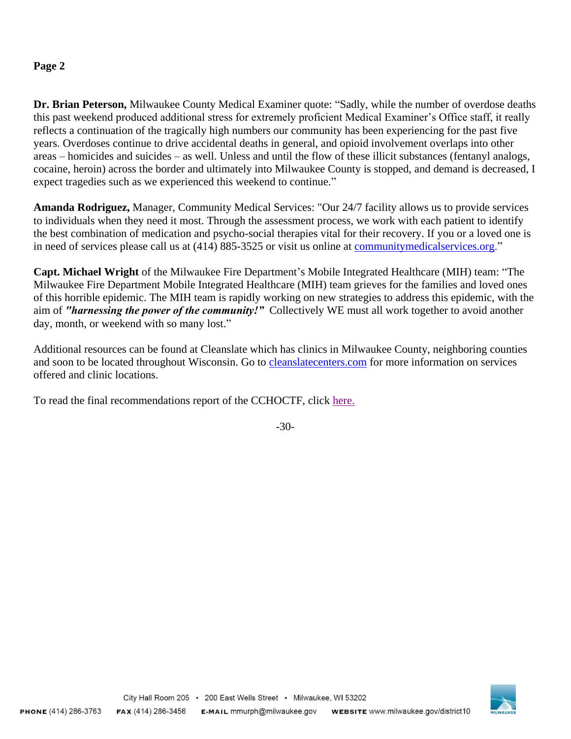**Dr. Brian Peterson,** Milwaukee County Medical Examiner quote: "Sadly, while the number of overdose deaths this past weekend produced additional stress for extremely proficient Medical Examiner's Office staff, it really reflects a continuation of the tragically high numbers our community has been experiencing for the past five years. Overdoses continue to drive accidental deaths in general, and opioid involvement overlaps into other areas – homicides and suicides – as well. Unless and until the flow of these illicit substances (fentanyl analogs, cocaine, heroin) across the border and ultimately into Milwaukee County is stopped, and demand is decreased, I expect tragedies such as we experienced this weekend to continue."

**Amanda Rodriguez,** Manager, Community Medical Services: "Our 24/7 facility allows us to provide services to individuals when they need it most. Through the assessment process, we work with each patient to identify the best combination of medication and psycho-social therapies vital for their recovery. If you or a loved one is in need of services please call us at (414) 885-3525 or visit us online at communitymedicalservices.org."

**Capt. Michael Wright** of the Milwaukee Fire Department's Mobile Integrated Healthcare (MIH) team: "The Milwaukee Fire Department Mobile Integrated Healthcare (MIH) team grieves for the families and loved ones of this horrible epidemic. The MIH team is rapidly working on new strategies to address this epidemic, with the aim of ***"harnessing the power of the community!"*** Collectively WE must all work together to avoid another day, month, or weekend with so many lost."

Additional resources can be found at Cleanslate which has clinics in Milwaukee County, neighboring counties and soon to be located throughout Wisconsin. Go to cleanslatecenters.com for more information on services offered and clinic locations.

To read the final recommendations report of the CCHOCTF, click here.

-30-

City Hall Room 205 • 200 East Wells Street • Milwaukee, WI 53202

**PHONE** (414) 286-3763 **FAX** (414) 286-3456 **E-MAIL** mmurph@milwaukee.gov **WEBSITE** www.milwaukee.gov/district10